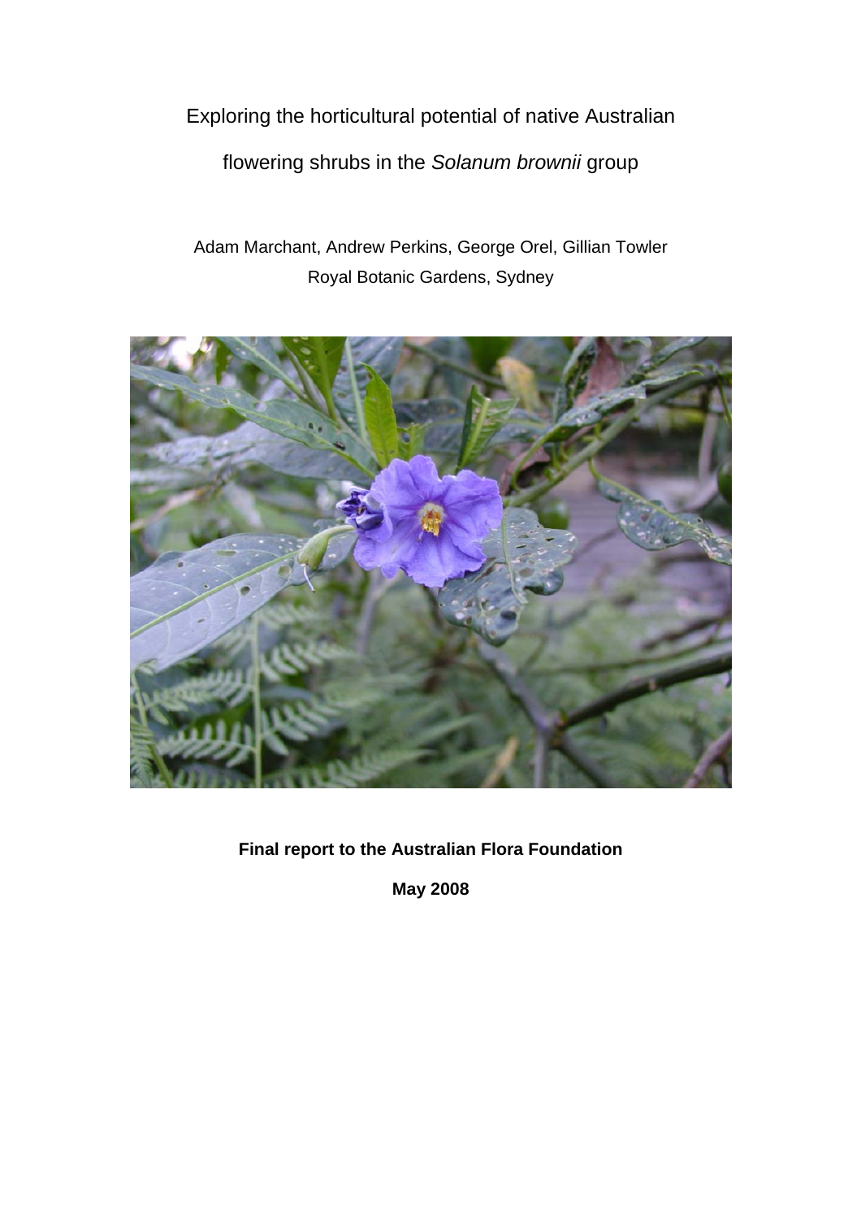# Exploring the horticultural potential of native Australian flowering shrubs in the *Solanum brownii* group

Adam Marchant, Andrew Perkins, George Orel, Gillian Towler
Royal Botanic Gardens, Sydney

**Final report to the Australian Flora Foundation**

**May 2008**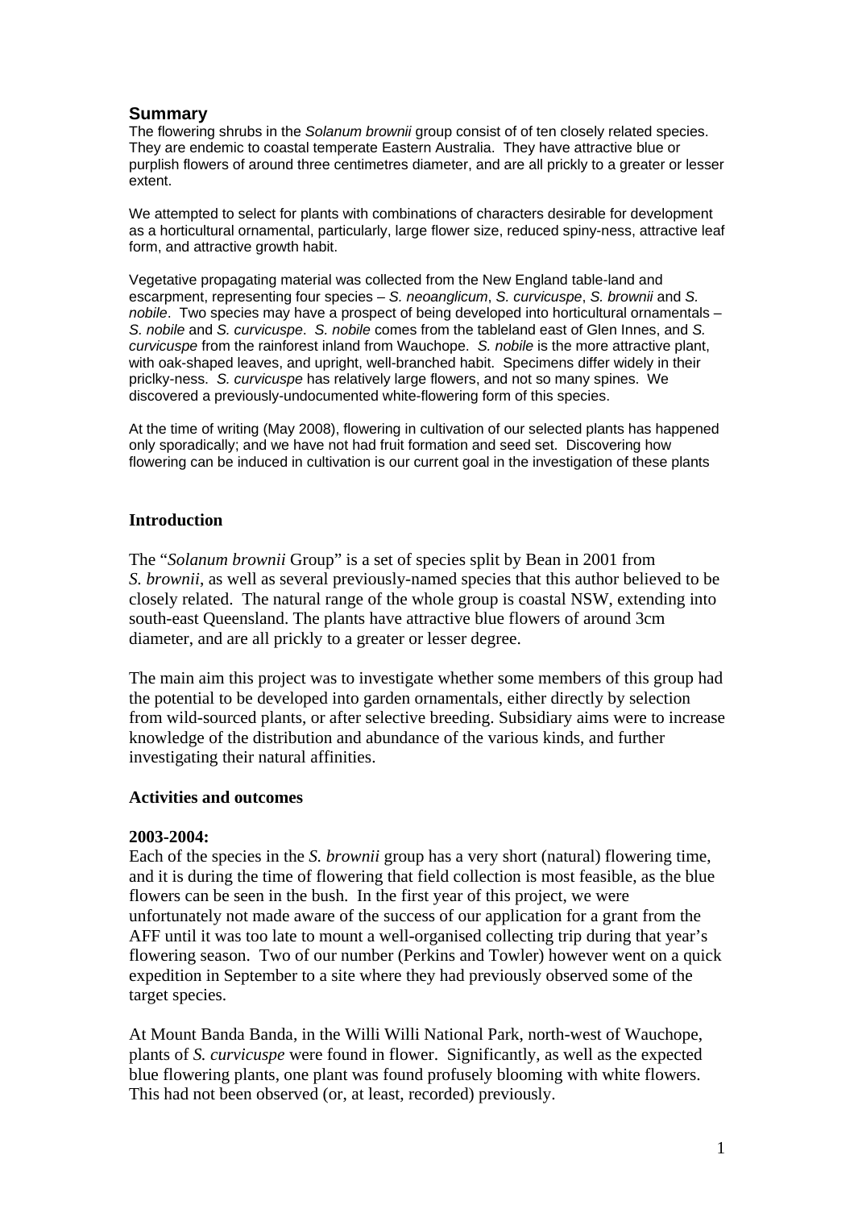## Summary

The flowering shrubs in the *Solanum brownii* group consist of of ten closely related species. They are endemic to coastal temperate Eastern Australia. They have attractive blue or purplish flowers of around three centimetres diameter, and are all prickly to a greater or lesser extent.

We attempted to select for plants with combinations of characters desirable for development as a horticultural ornamental, particularly, large flower size, reduced spiny-ness, attractive leaf form, and attractive growth habit.

Vegetative propagating material was collected from the New England table-land and escarpment, representing four species – *S. neoanglicum*, *S. curvicuspe*, *S. brownii* and *S. nobile*. Two species may have a prospect of being developed into horticultural ornamentals – *S. nobile* and *S. curvicuspe*. *S. nobile* comes from the tableland east of Glen Innes, and *S. curvicuspe* from the rainforest inland from Wauchope. *S. nobile* is the more attractive plant, with oak-shaped leaves, and upright, well-branched habit. Specimens differ widely in their priclky-ness. *S. curvicuspe* has relatively large flowers, and not so many spines. We discovered a previously-undocumented white-flowering form of this species.

At the time of writing (May 2008), flowering in cultivation of our selected plants has happened only sporadically; and we have not had fruit formation and seed set. Discovering how flowering can be induced in cultivation is our current goal in the investigation of these plants

## Introduction

The "*Solanum brownii* Group" is a set of species split by Bean in 2001 from *S. brownii*, as well as several previously-named species that this author believed to be closely related. The natural range of the whole group is coastal NSW, extending into south-east Queensland. The plants have attractive blue flowers of around 3cm diameter, and are all prickly to a greater or lesser degree.

The main aim this project was to investigate whether some members of this group had the potential to be developed into garden ornamentals, either directly by selection from wild-sourced plants, or after selective breeding. Subsidiary aims were to increase knowledge of the distribution and abundance of the various kinds, and further investigating their natural affinities.

### Activities and outcomes

**2003-2004:**

Each of the species in the *S. brownii* group has a very short (natural) flowering time, and it is during the time of flowering that field collection is most feasible, as the blue flowers can be seen in the bush. In the first year of this project, we were unfortunately not made aware of the success of our application for a grant from the AFF until it was too late to mount a well-organised collecting trip during that year's flowering season. Two of our number (Perkins and Towler) however went on a quick expedition in September to a site where they had previously observed some of the target species.

At Mount Banda Banda, in the Willi Willi National Park, north-west of Wauchope, plants of *S. curvicuspe* were found in flower. Significantly, as well as the expected blue flowering plants, one plant was found profusely blooming with white flowers. This had not been observed (or, at least, recorded) previously.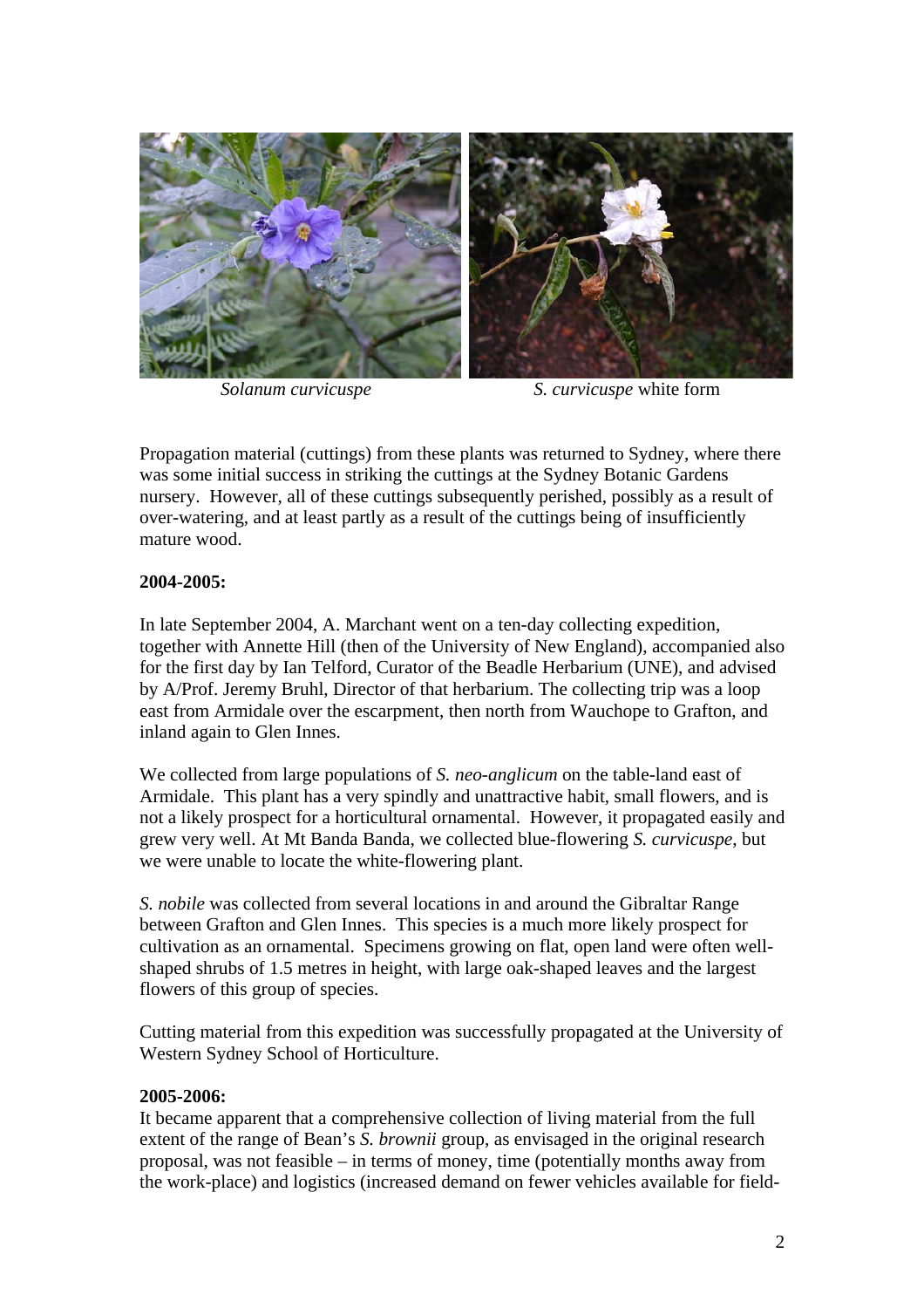*Solanum curvicuspe* *S. curvicuspe* white form

Propagation material (cuttings) from these plants was returned to Sydney, where there was some initial success in striking the cuttings at the Sydney Botanic Gardens nursery. However, all of these cuttings subsequently perished, possibly as a result of over-watering, and at least partly as a result of the cuttings being of insufficiently mature wood.

**2004-2005:**

In late September 2004, A. Marchant went on a ten-day collecting expedition, together with Annette Hill (then of the University of New England), accompanied also for the first day by Ian Telford, Curator of the Beadle Herbarium (UNE), and advised by A/Prof. Jeremy Bruhl, Director of that herbarium. The collecting trip was a loop east from Armidale over the escarpment, then north from Wauchope to Grafton, and inland again to Glen Innes.

We collected from large populations of *S. neo-anglicum* on the table-land east of Armidale. This plant has a very spindly and unattractive habit, small flowers, and is not a likely prospect for a horticultural ornamental. However, it propagated easily and grew very well. At Mt Banda Banda, we collected blue-flowering *S. curvicuspe*, but we were unable to locate the white-flowering plant.

*S. nobile* was collected from several locations in and around the Gibraltar Range between Grafton and Glen Innes. This species is a much more likely prospect for cultivation as an ornamental. Specimens growing on flat, open land were often well-shaped shrubs of 1.5 metres in height, with large oak-shaped leaves and the largest flowers of this group of species.

Cutting material from this expedition was successfully propagated at the University of Western Sydney School of Horticulture.

**2005-2006:**

It became apparent that a comprehensive collection of living material from the full extent of the range of Bean's *S. brownii* group, as envisaged in the original research proposal, was not feasible – in terms of money, time (potentially months away from the work-place) and logistics (increased demand on fewer vehicles available for field-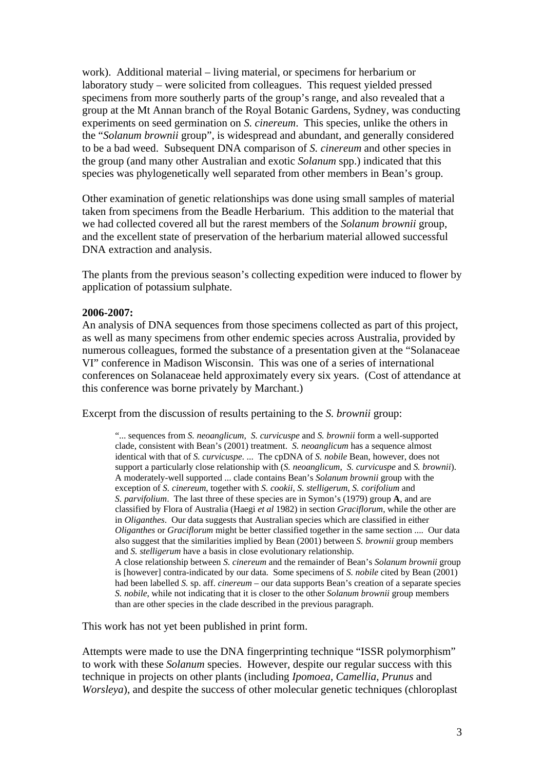work). Additional material – living material, or specimens for herbarium or laboratory study – were solicited from colleagues. This request yielded pressed specimens from more southerly parts of the group's range, and also revealed that a group at the Mt Annan branch of the Royal Botanic Gardens, Sydney, was conducting experiments on seed germination on *S. cinereum*. This species, unlike the others in the "*Solanum brownii* group", is widespread and abundant, and generally considered to be a bad weed. Subsequent DNA comparison of *S. cinereum* and other species in the group (and many other Australian and exotic *Solanum* spp.) indicated that this species was phylogenetically well separated from other members in Bean's group.

Other examination of genetic relationships was done using small samples of material taken from specimens from the Beadle Herbarium. This addition to the material that we had collected covered all but the rarest members of the *Solanum brownii* group, and the excellent state of preservation of the herbarium material allowed successful DNA extraction and analysis.

The plants from the previous season's collecting expedition were induced to flower by application of potassium sulphate.

**2006-2007:**
An analysis of DNA sequences from those specimens collected as part of this project, as well as many specimens from other endemic species across Australia, provided by numerous colleagues, formed the substance of a presentation given at the "Solanaceae VI" conference in Madison Wisconsin. This was one of a series of international conferences on Solanaceae held approximately every six years. (Cost of attendance at this conference was borne privately by Marchant.)

Excerpt from the discussion of results pertaining to the *S. brownii* group:

> "... sequences from *S. neoanglicum*, *S. curvicuspe* and *S. brownii* form a well-supported clade, consistent with Bean's (2001) treatment. *S. neoanglicum* has a sequence almost identical with that of *S. curvicuspe*. ... The cpDNA of *S. nobile* Bean, however, does not support a particularly close relationship with (*S. neoanglicum*, *S. curvicuspe* and *S. brownii*). A moderately-well supported ... clade contains Bean's *Solanum brownii* group with the exception of *S. cinereum*, together with *S. cookii*, *S. stelligerum*, *S. corifolium* and *S. parvifolium*. The last three of these species are in Symon's (1979) group **A**, and are classified by Flora of Australia (Haegi *et al* 1982) in section *Graciflorum*, while the other are in *Oliganthes*. Our data suggests that Australian species which are classified in either *Oliganthes* or *Graciflorum* might be better classified together in the same section .... Our data also suggest that the similarities implied by Bean (2001) between *S. brownii* group members and *S. stelligerum* have a basis in close evolutionary relationship.
> A close relationship between *S. cinereum* and the remainder of Bean's *Solanum brownii* group is [however] contra-indicated by our data. Some specimens of *S. nobile* cited by Bean (2001) had been labelled *S.* sp. aff. *cinereum* – our data supports Bean's creation of a separate species *S. nobile*, while not indicating that it is closer to the other *Solanum brownii* group members than are other species in the clade described in the previous paragraph.

This work has not yet been published in print form.

Attempts were made to use the DNA fingerprinting technique "ISSR polymorphism" to work with these *Solanum* species. However, despite our regular success with this technique in projects on other plants (including *Ipomoea*, *Camellia*, *Prunus* and *Worsleya*), and despite the success of other molecular genetic techniques (chloroplast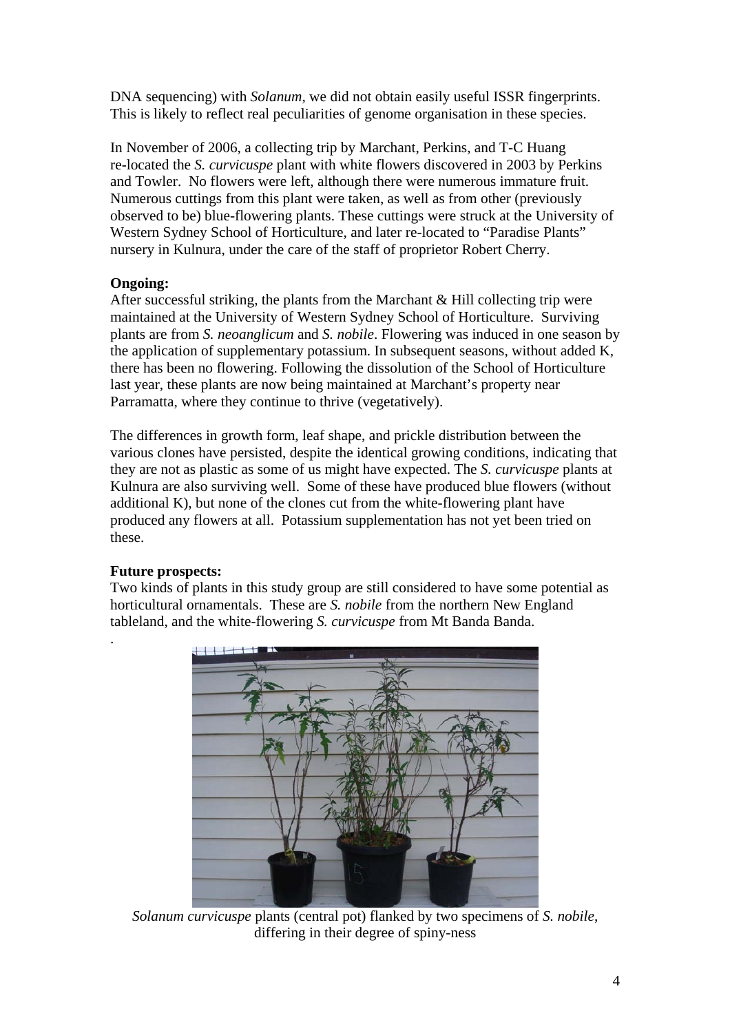DNA sequencing) with *Solanum*, we did not obtain easily useful ISSR fingerprints. This is likely to reflect real peculiarities of genome organisation in these species.

In November of 2006, a collecting trip by Marchant, Perkins, and T-C Huang re-located the *S. curvicuspe* plant with white flowers discovered in 2003 by Perkins and Towler. No flowers were left, although there were numerous immature fruit. Numerous cuttings from this plant were taken, as well as from other (previously observed to be) blue-flowering plants. These cuttings were struck at the University of Western Sydney School of Horticulture, and later re-located to "Paradise Plants" nursery in Kulnura, under the care of the staff of proprietor Robert Cherry.

**Ongoing:**
After successful striking, the plants from the Marchant & Hill collecting trip were maintained at the University of Western Sydney School of Horticulture. Surviving plants are from *S. neoanglicum* and *S. nobile*. Flowering was induced in one season by the application of supplementary potassium. In subsequent seasons, without added K, there has been no flowering. Following the dissolution of the School of Horticulture last year, these plants are now being maintained at Marchant's property near Parramatta, where they continue to thrive (vegetatively).

The differences in growth form, leaf shape, and prickle distribution between the various clones have persisted, despite the identical growing conditions, indicating that they are not as plastic as some of us might have expected. The *S. curvicuspe* plants at Kulnura are also surviving well. Some of these have produced blue flowers (without additional K), but none of the clones cut from the white-flowering plant have produced any flowers at all. Potassium supplementation has not yet been tried on these.

**Future prospects:**
Two kinds of plants in this study group are still considered to have some potential as horticultural ornamentals. These are *S. nobile* from the northern New England tableland, and the white-flowering *S. curvicuspe* from Mt Banda Banda.

*Solanum curvicuspe* plants (central pot) flanked by two specimens of *S. nobile*, differing in their degree of spiny-ness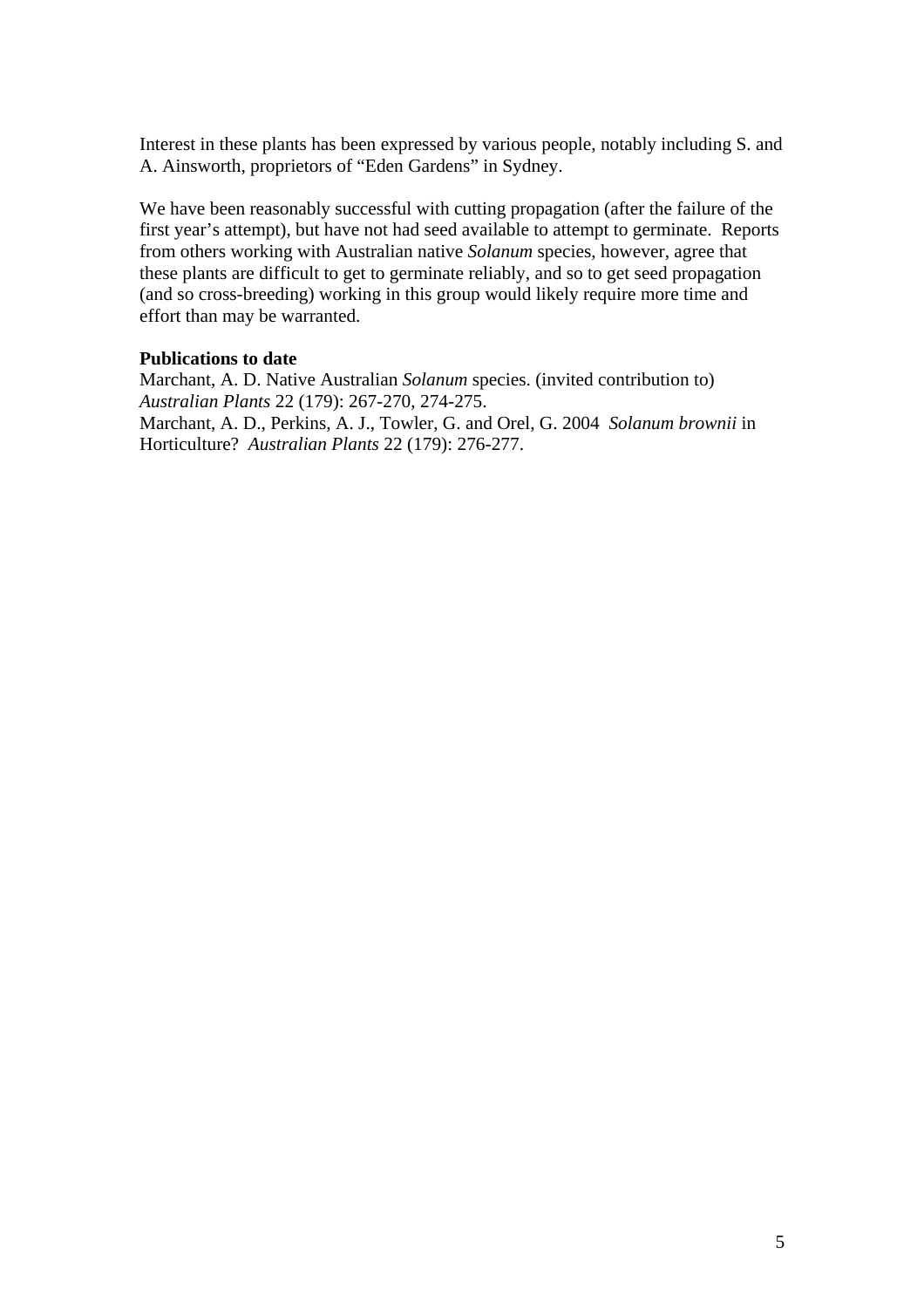Interest in these plants has been expressed by various people, notably including S. and A. Ainsworth, proprietors of "Eden Gardens" in Sydney.

We have been reasonably successful with cutting propagation (after the failure of the first year's attempt), but have not had seed available to attempt to germinate. Reports from others working with Australian native *Solanum* species, however, agree that these plants are difficult to get to germinate reliably, and so to get seed propagation (and so cross-breeding) working in this group would likely require more time and effort than may be warranted.

**Publications to date**

Marchant, A. D. Native Australian *Solanum* species. (invited contribution to) *Australian Plants* 22 (179): 267-270, 274-275.

Marchant, A. D., Perkins, A. J., Towler, G. and Orel, G. 2004 *Solanum brownii* in Horticulture? *Australian Plants* 22 (179): 276-277.